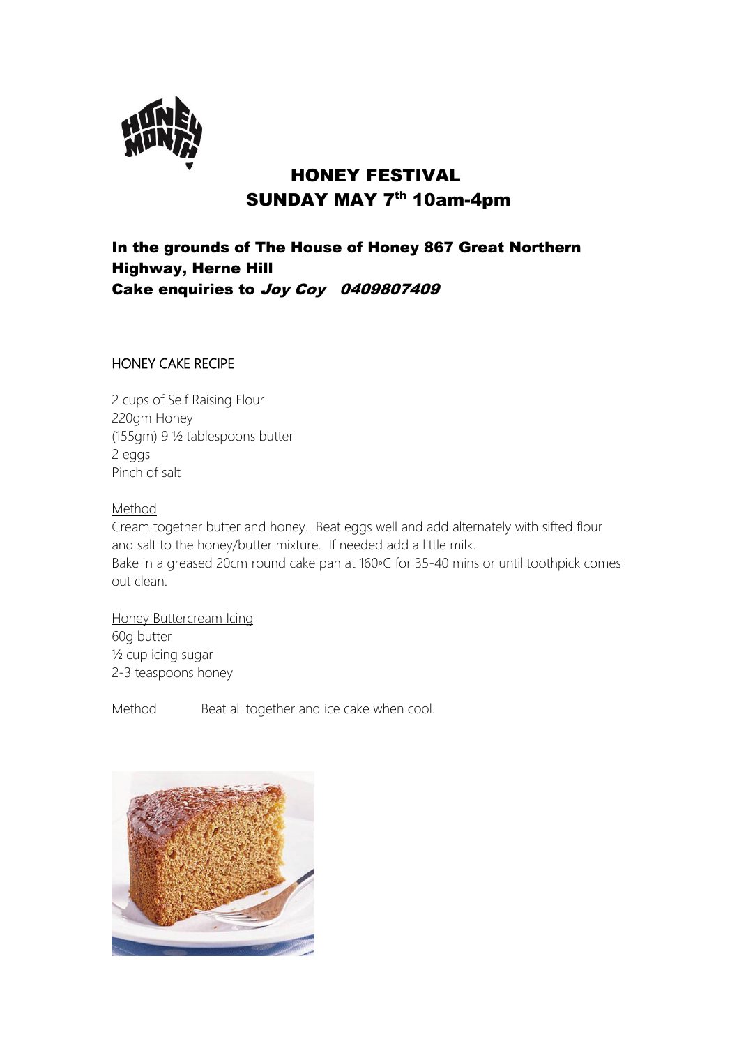# HONEY FESTIVAL
# SUNDAY MAY 7th 10am-4pm

**In the grounds of The House of Honey 867 Great Northern Highway, Herne Hill**
**Cake enquiries to *Joy Coy 0409807409***

## HONEY CAKE RECIPE

2 cups of Self Raising Flour
220gm Honey
(155gm) 9 ½ tablespoons butter
2 eggs
Pinch of salt

### Method

Cream together butter and honey. Beat eggs well and add alternately with sifted flour and salt to the honey/butter mixture. If needed add a little milk.
Bake in a greased 20cm round cake pan at 160◦C for 35-40 mins or until toothpick comes out clean.

### Honey Buttercream Icing

60g butter
½ cup icing sugar
2-3 teaspoons honey

Method Beat all together and ice cake when cool.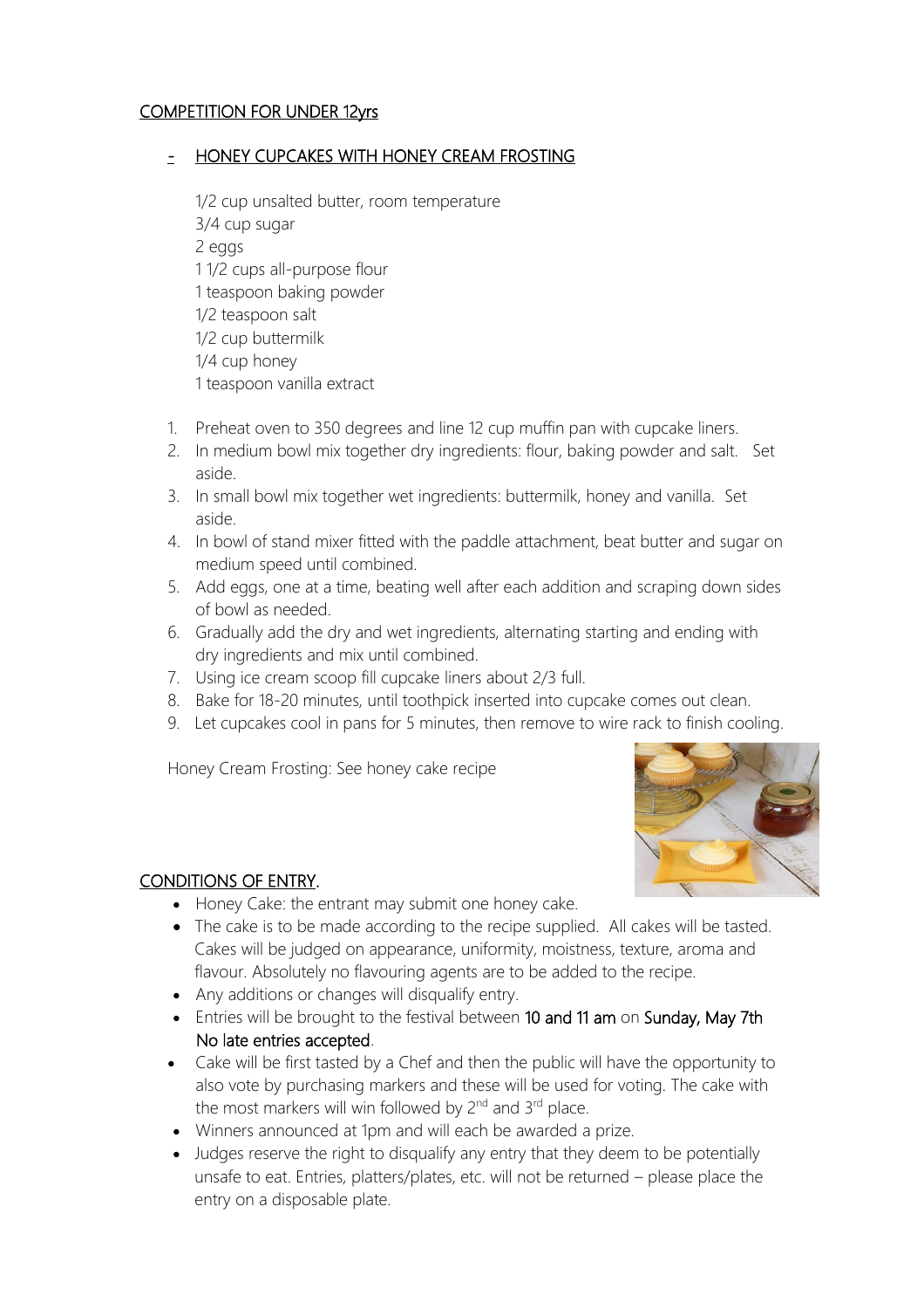COMPETITION FOR UNDER 12yrs

- HONEY CUPCAKES WITH HONEY CREAM FROSTING

1/2 cup unsalted butter, room temperature
3/4 cup sugar
2 eggs
1 1/2 cups all-purpose flour
1 teaspoon baking powder
1/2 teaspoon salt
1/2 cup buttermilk
1/4 cup honey
1 teaspoon vanilla extract

1. Preheat oven to 350 degrees and line 12 cup muffin pan with cupcake liners.
2. In medium bowl mix together dry ingredients: flour, baking powder and salt. Set aside.
3. In small bowl mix together wet ingredients: buttermilk, honey and vanilla. Set aside.
4. In bowl of stand mixer fitted with the paddle attachment, beat butter and sugar on medium speed until combined.
5. Add eggs, one at a time, beating well after each addition and scraping down sides of bowl as needed.
6. Gradually add the dry and wet ingredients, alternating starting and ending with dry ingredients and mix until combined.
7. Using ice cream scoop fill cupcake liners about 2/3 full.
8. Bake for 18-20 minutes, until toothpick inserted into cupcake comes out clean.
9. Let cupcakes cool in pans for 5 minutes, then remove to wire rack to finish cooling.

Honey Cream Frosting: See honey cake recipe

CONDITIONS OF ENTRY.

- Honey Cake: the entrant may submit one honey cake.
- The cake is to be made according to the recipe supplied. All cakes will be tasted. Cakes will be judged on appearance, uniformity, moistness, texture, aroma and flavour. Absolutely no flavouring agents are to be added to the recipe.
- Any additions or changes will disqualify entry.
- Entries will be brought to the festival between 10 and 11 am on Sunday, May 7th No late entries accepted.
- Cake will be first tasted by a Chef and then the public will have the opportunity to also vote by purchasing markers and these will be used for voting. The cake with the most markers will win followed by 2nd and 3rd place.
- Winners announced at 1pm and will each be awarded a prize.
- Judges reserve the right to disqualify any entry that they deem to be potentially unsafe to eat. Entries, platters/plates, etc. will not be returned – please place the entry on a disposable plate.